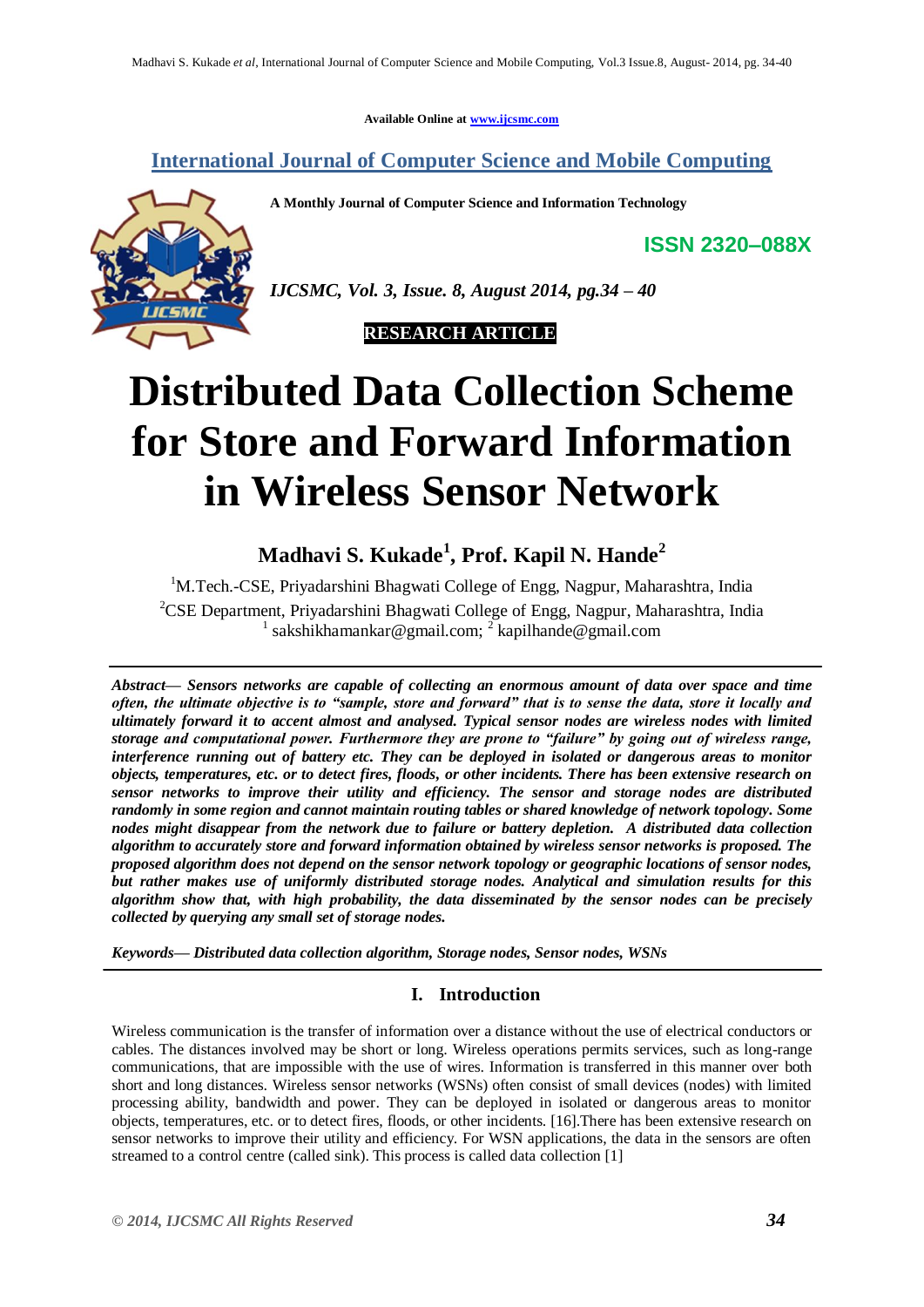Available Online at www.ijcsmc.com

## International Journal of Computer Science and Mobile Computing

**A Monthly Journal of Computer Science and Information Technology**

**ISSN 2320–088X**

*IJCSMC, Vol. 3, Issue. 8, August 2014, pg.34 – 40*

**RESEARCH ARTICLE**

# Distributed Data Collection Scheme for Store and Forward Information in Wireless Sensor Network

**Madhavi S. Kukade[1], Prof. Kapil N. Hande[2]**

[1]M.Tech.-CSE, Priyadarshini Bhagwati College of Engg, Nagpur, Maharashtra, India
[2]CSE Department, Priyadarshini Bhagwati College of Engg, Nagpur, Maharashtra, India
[1] sakshikhamankar@gmail.com; [2] kapilhande@gmail.com

***Abstract*— *Sensors networks are capable of collecting an enormous amount of data over space and time often, the ultimate objective is to "sample, store and forward" that is to sense the data, store it locally and ultimately forward it to accent almost and analysed. Typical sensor nodes are wireless nodes with limited storage and computational power. Furthermore they are prone to "failure" by going out of wireless range, interference running out of battery etc. They can be deployed in isolated or dangerous areas to monitor objects, temperatures, etc. or to detect fires, floods, or other incidents. There has been extensive research on sensor networks to improve their utility and efficiency. The sensor and storage nodes are distributed randomly in some region and cannot maintain routing tables or shared knowledge of network topology. Some nodes might disappear from the network due to failure or battery depletion. A distributed data collection algorithm to accurately store and forward information obtained by wireless sensor networks is proposed. The proposed algorithm does not depend on the sensor network topology or geographic locations of sensor nodes, but rather makes use of uniformly distributed storage nodes. Analytical and simulation results for this algorithm show that, with high probability, the data disseminated by the sensor nodes can be precisely collected by querying any small set of storage nodes.***

***Keywords*— *Distributed data collection algorithm, Storage nodes, Sensor nodes, WSNs***

## I. Introduction

Wireless communication is the transfer of information over a distance without the use of electrical conductors or cables. The distances involved may be short or long. Wireless operations permits services, such as long-range communications, that are impossible with the use of wires. Information is transferred in this manner over both short and long distances. Wireless sensor networks (WSNs) often consist of small devices (nodes) with limited processing ability, bandwidth and power. They can be deployed in isolated or dangerous areas to monitor objects, temperatures, etc. or to detect fires, floods, or other incidents. [16].There has been extensive research on sensor networks to improve their utility and efficiency. For WSN applications, the data in the sensors are often streamed to a control centre (called sink). This process is called data collection [1]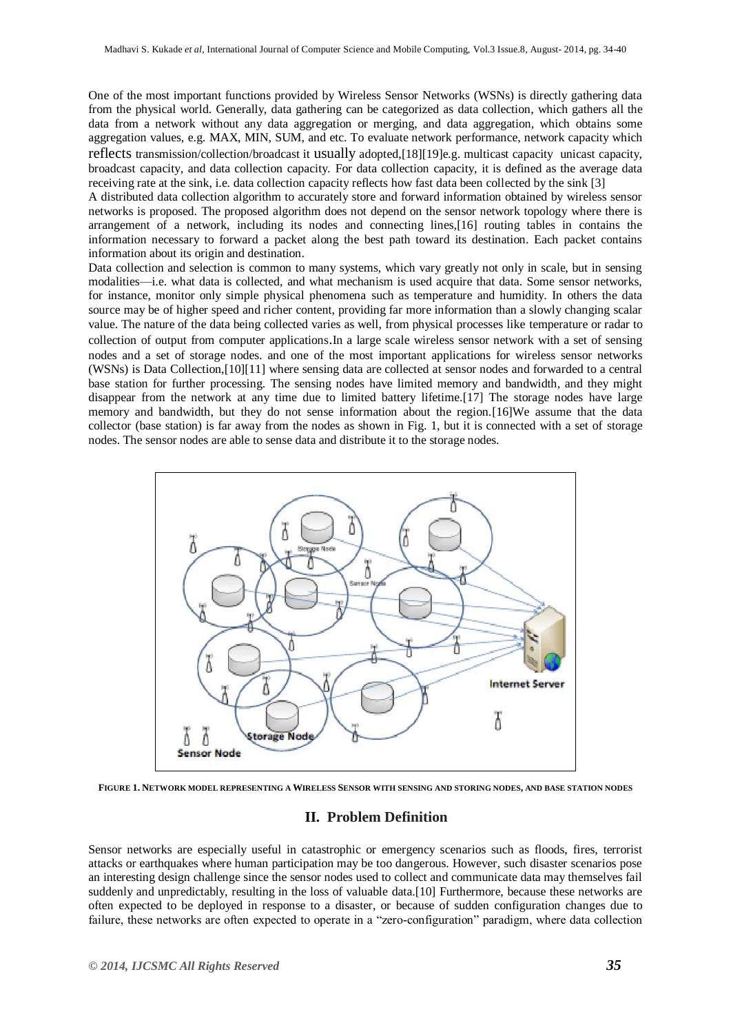One of the most important functions provided by Wireless Sensor Networks (WSNs) is directly gathering data from the physical world. Generally, data gathering can be categorized as data collection, which gathers all the data from a network without any data aggregation or merging, and data aggregation, which obtains some aggregation values, e.g. MAX, MIN, SUM, and etc. To evaluate network performance, network capacity which reflects transmission/collection/broadcast it usually adopted,[18][19]e.g. multicast capacity unicast capacity, broadcast capacity, and data collection capacity. For data collection capacity, it is defined as the average data receiving rate at the sink, i.e. data collection capacity reflects how fast data been collected by the sink [3]

A distributed data collection algorithm to accurately store and forward information obtained by wireless sensor networks is proposed. The proposed algorithm does not depend on the sensor network topology where there is arrangement of a network, including its nodes and connecting lines,[16] routing tables in contains the information necessary to forward a packet along the best path toward its destination. Each packet contains information about its origin and destination.

Data collection and selection is common to many systems, which vary greatly not only in scale, but in sensing modalities—i.e. what data is collected, and what mechanism is used acquire that data. Some sensor networks, for instance, monitor only simple physical phenomena such as temperature and humidity. In others the data source may be of higher speed and richer content, providing far more information than a slowly changing scalar value. The nature of the data being collected varies as well, from physical processes like temperature or radar to collection of output from computer applications.In a large scale wireless sensor network with a set of sensing nodes and a set of storage nodes. and one of the most important applications for wireless sensor networks (WSNs) is Data Collection,[10][11] where sensing data are collected at sensor nodes and forwarded to a central base station for further processing. The sensing nodes have limited memory and bandwidth, and they might disappear from the network at any time due to limited battery lifetime.[17] The storage nodes have large memory and bandwidth, but they do not sense information about the region.[16]We assume that the data collector (base station) is far away from the nodes as shown in Fig. 1, but it is connected with a set of storage nodes. The sensor nodes are able to sense data and distribute it to the storage nodes.

Storage Node

Sensor Node

Internet Server

Storage Node

Sensor Node

**FIGURE 1. NETWORK MODEL REPRESENTING A WIRELESS SENSOR WITH SENSING AND STORING NODES, AND BASE STATION NODES**

## II. Problem Definition

Sensor networks are especially useful in catastrophic or emergency scenarios such as floods, fires, terrorist attacks or earthquakes where human participation may be too dangerous. However, such disaster scenarios pose an interesting design challenge since the sensor nodes used to collect and communicate data may themselves fail suddenly and unpredictably, resulting in the loss of valuable data.[10] Furthermore, because these networks are often expected to be deployed in response to a disaster, or because of sudden configuration changes due to failure, these networks are often expected to operate in a "zero-configuration" paradigm, where data collection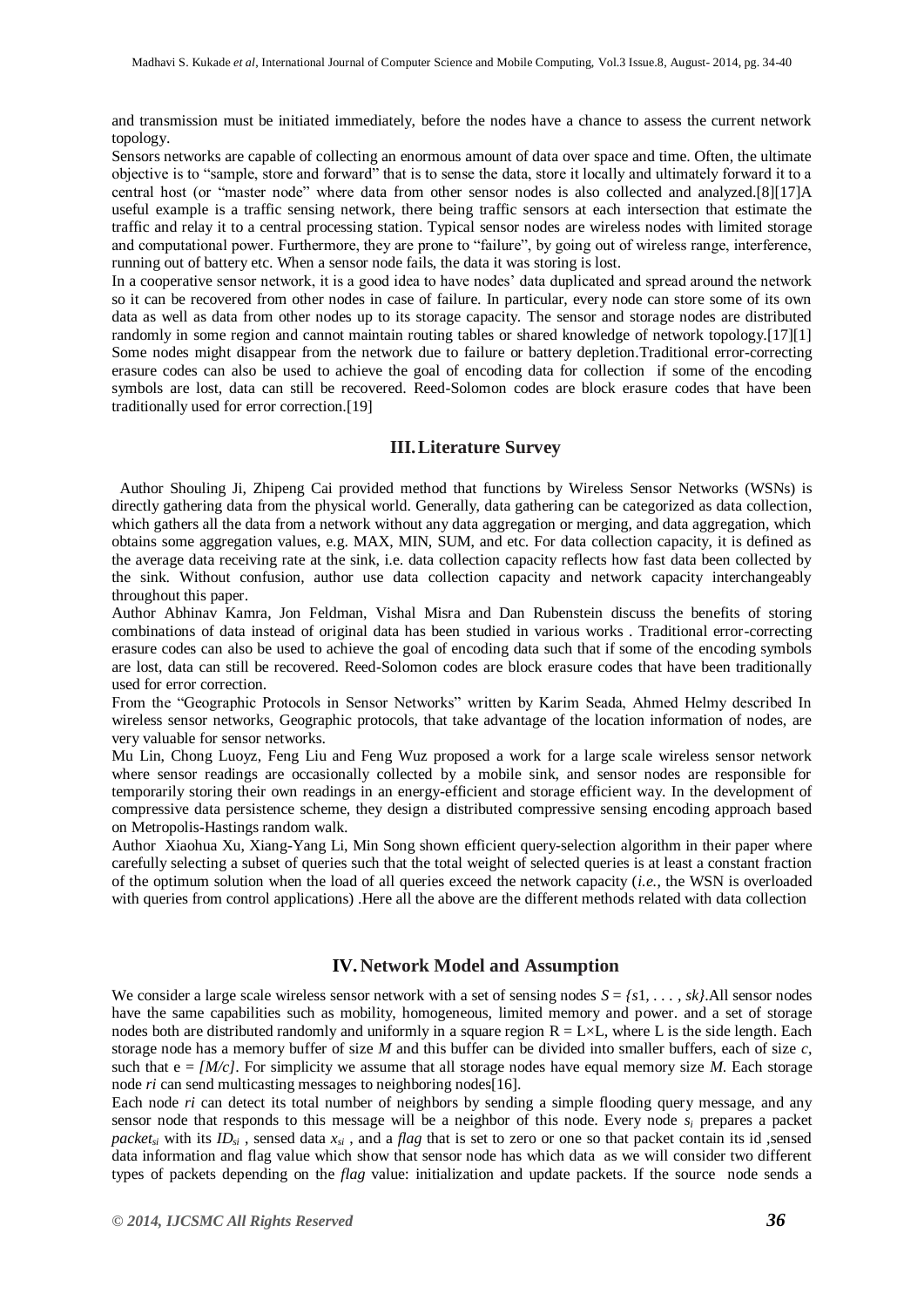and transmission must be initiated immediately, before the nodes have a chance to assess the current network topology.

Sensors networks are capable of collecting an enormous amount of data over space and time. Often, the ultimate objective is to "sample, store and forward" that is to sense the data, store it locally and ultimately forward it to a central host (or "master node" where data from other sensor nodes is also collected and analyzed.[8][17]A useful example is a traffic sensing network, there being traffic sensors at each intersection that estimate the traffic and relay it to a central processing station. Typical sensor nodes are wireless nodes with limited storage and computational power. Furthermore, they are prone to "failure", by going out of wireless range, interference, running out of battery etc. When a sensor node fails, the data it was storing is lost.

In a cooperative sensor network, it is a good idea to have nodes' data duplicated and spread around the network so it can be recovered from other nodes in case of failure. In particular, every node can store some of its own data as well as data from other nodes up to its storage capacity. The sensor and storage nodes are distributed randomly in some region and cannot maintain routing tables or shared knowledge of network topology.[17][1] Some nodes might disappear from the network due to failure or battery depletion.Traditional error-correcting erasure codes can also be used to achieve the goal of encoding data for collection if some of the encoding symbols are lost, data can still be recovered. Reed-Solomon codes are block erasure codes that have been traditionally used for error correction.[19]

## III. Literature Survey

Author Shouling Ji, Zhipeng Cai provided method that functions by Wireless Sensor Networks (WSNs) is directly gathering data from the physical world. Generally, data gathering can be categorized as data collection, which gathers all the data from a network without any data aggregation or merging, and data aggregation, which obtains some aggregation values, e.g. MAX, MIN, SUM, and etc. For data collection capacity, it is defined as the average data receiving rate at the sink, i.e. data collection capacity reflects how fast data been collected by the sink. Without confusion, author use data collection capacity and network capacity interchangeably throughout this paper.

Author Abhinav Kamra, Jon Feldman, Vishal Misra and Dan Rubenstein discuss the benefits of storing combinations of data instead of original data has been studied in various works . Traditional error-correcting erasure codes can also be used to achieve the goal of encoding data such that if some of the encoding symbols are lost, data can still be recovered. Reed-Solomon codes are block erasure codes that have been traditionally used for error correction.

From the "Geographic Protocols in Sensor Networks" written by Karim Seada, Ahmed Helmy described In wireless sensor networks, Geographic protocols, that take advantage of the location information of nodes, are very valuable for sensor networks.

Mu Lin, Chong Luoyz, Feng Liu and Feng Wuz proposed a work for a large scale wireless sensor network where sensor readings are occasionally collected by a mobile sink, and sensor nodes are responsible for temporarily storing their own readings in an energy-efficient and storage efficient way. In the development of compressive data persistence scheme, they design a distributed compressive sensing encoding approach based on Metropolis-Hastings random walk.

Author Xiaohua Xu, Xiang-Yang Li, Min Song shown efficient query-selection algorithm in their paper where carefully selecting a subset of queries such that the total weight of selected queries is at least a constant fraction of the optimum solution when the load of all queries exceed the network capacity (*i.e.,* the WSN is overloaded with queries from control applications) .Here all the above are the different methods related with data collection

## IV. Network Model and Assumption

We consider a large scale wireless sensor network with a set of sensing nodes $S = \{s1, \ldots, sk\}$.All sensor nodes have the same capabilities such as mobility, homogeneous, limited memory and power. and a set of storage nodes both are distributed randomly and uniformly in a square region $R = L\times L$, where L is the side length. Each storage node has a memory buffer of size $M$ and this buffer can be divided into smaller buffers, each of size $c$, such that $e = [M/c]$. For simplicity we assume that all storage nodes have equal memory size $M$. Each storage node $ri$ can send multicasting messages to neighboring nodes[16].

Each node $ri$ can detect its total number of neighbors by sending a simple flooding query message, and any sensor node that responds to this message will be a neighbor of this node. Every node $s_i$ prepares a packet $packet_{si}$ with its $ID_{si}$ , sensed data $x_{si}$ , and a *flag* that is set to zero or one so that packet contain its id ,sensed data information and flag value which show that sensor node has which data as we will consider two different types of packets depending on the *flag* value: initialization and update packets. If the source node sends a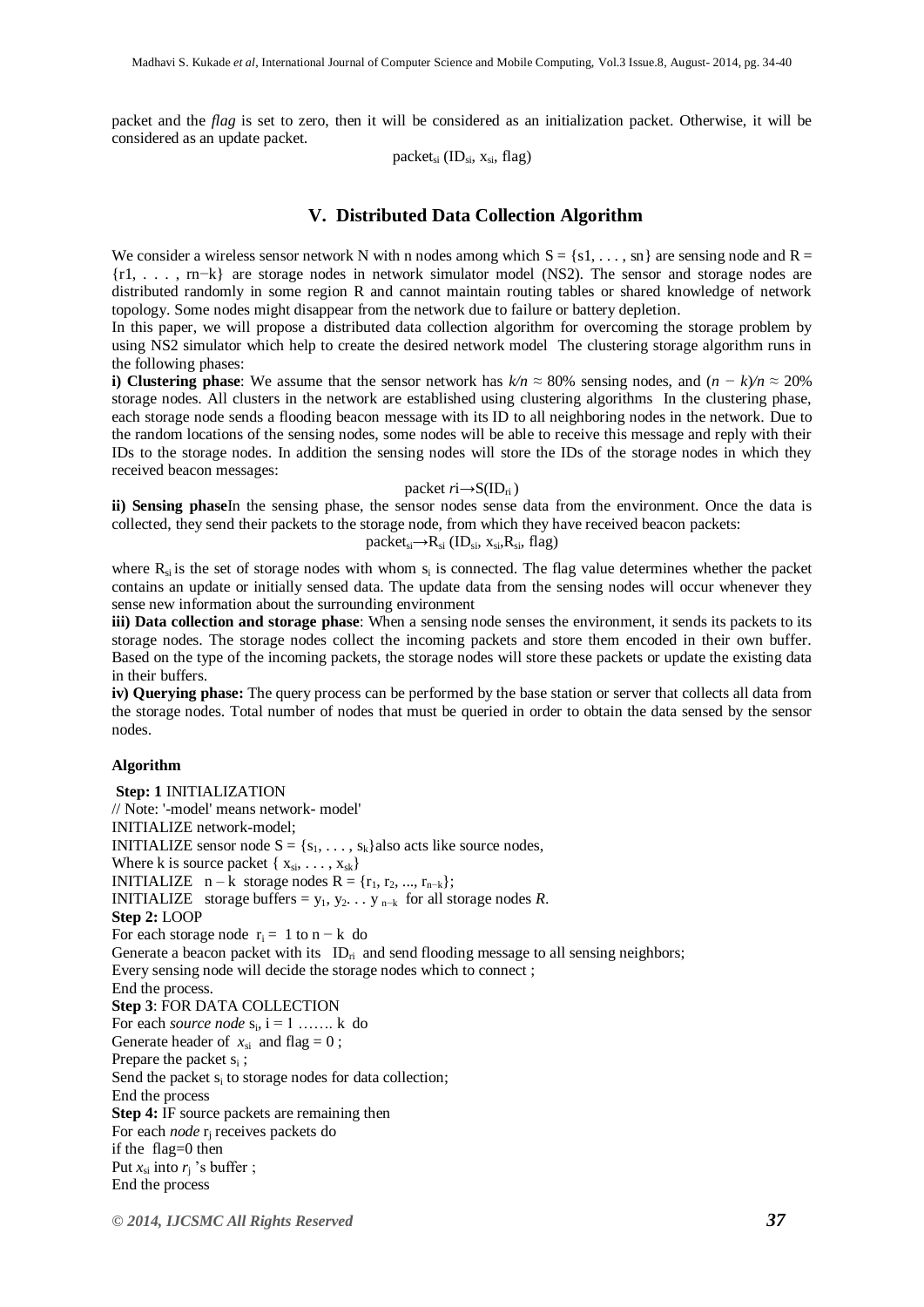packet and the *flag* is set to zero, then it will be considered as an initialization packet. Otherwise, it will be considered as an update packet.

$$\text{packet}_{si}\ (ID_{si},\ x_{si},\ \text{flag})$$

## V. Distributed Data Collection Algorithm

We consider a wireless sensor network N with n nodes among which S = {s1, . . . , sn} are sensing node and R = {r1, . . . , rn−k} are storage nodes in network simulator model (NS2). The sensor and storage nodes are distributed randomly in some region R and cannot maintain routing tables or shared knowledge of network topology. Some nodes might disappear from the network due to failure or battery depletion.

In this paper, we will propose a distributed data collection algorithm for overcoming the storage problem by using NS2 simulator which help to create the desired network model The clustering storage algorithm runs in the following phases:

**i) Clustering phase**: We assume that the sensor network has $k/n \approx 80\%$ sensing nodes, and $(n - k)/n \approx 20\%$ storage nodes. All clusters in the network are established using clustering algorithms In the clustering phase, each storage node sends a flooding beacon message with its ID to all neighboring nodes in the network. Due to the random locations of the sensing nodes, some nodes will be able to receive this message and reply with their IDs to the storage nodes. In addition the sensing nodes will store the IDs of the storage nodes in which they received beacon messages:

$$\text{packet } ri \rightarrow S(ID_{ri})$$

**ii) Sensing phase**In the sensing phase, the sensor nodes sense data from the environment. Once the data is collected, they send their packets to the storage node, from which they have received beacon packets:

$$\text{packet}_{si} \rightarrow R_{si}\ (ID_{si},\ x_{si}, R_{si},\ \text{flag})$$

where $R_{si}$ is the set of storage nodes with whom $s_i$ is connected. The flag value determines whether the packet contains an update or initially sensed data. The update data from the sensing nodes will occur whenever they sense new information about the surrounding environment

**iii) Data collection and storage phase**: When a sensing node senses the environment, it sends its packets to its storage nodes. The storage nodes collect the incoming packets and store them encoded in their own buffer. Based on the type of the incoming packets, the storage nodes will store these packets or update the existing data in their buffers.

**iv) Querying phase:** The query process can be performed by the base station or server that collects all data from the storage nodes. Total number of nodes that must be queried in order to obtain the data sensed by the sensor nodes.

**Algorithm**

**Step: 1** INITIALIZATION
// Note: '-model' means network- model'
INITIALIZE network-model;
INITIALIZE sensor node $S = \{s_1, \ldots, s_k\}$also acts like source nodes,
Where k is source packet $\{ x_{si}, \ldots, x_{sk}\}$
INITIALIZE $n - k$ storage nodes $R = \{r_1, r_2, \ldots, r_{n-k}\}$;
INITIALIZE storage buffers = $y_1, y_2 \ldots y_{n-k}$ for all storage nodes *R*.
**Step 2:** LOOP
For each storage node $r_i = 1$ to $n - k$ do
Generate a beacon packet with its $ID_{ri}$ and send flooding message to all sensing neighbors;
Every sensing node will decide the storage nodes which to connect ;
End the process.
**Step 3**: FOR DATA COLLECTION
For each *source node* $s_i$, $i = 1 \ldots\ldots k$ do
Generate header of $x_{si}$ and flag = 0 ;
Prepare the packet $s_i$ ;
Send the packet $s_i$ to storage nodes for data collection;
End the process
**Step 4:** IF source packets are remaining then
For each *node* $r_j$ receives packets do
if the flag=0 then
Put $x_{si}$ into $r_j$ 's buffer ;
End the process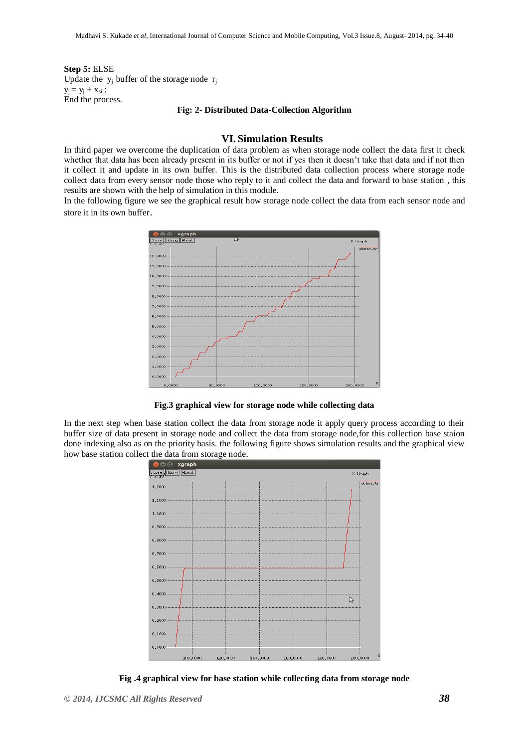**Step 5:** ELSE
Update the $y_j$ buffer of the storage node $r_j$
$y_j = y_j \pm x_{si}$ ;
End the process.

**Fig: 2- Distributed Data-Collection Algorithm**

## VI. Simulation Results

In third paper we overcome the duplication of data problem as when storage node collect the data first it check whether that data has been already present in its buffer or not if yes then it doesn't take that data and if not then it collect it and update in its own buffer. This is the distributed data collection process where storage node collect data from every sensor node those who reply to it and collect the data and forward to base station , this results are shown with the help of simulation in this module.

In the following figure we see the graphical result how storage node collect the data from each sensor node and store it in its own buffer.

xgraph
Close Hdcpy About
X Graph
Y x 10
dcstn.tr
12.0000
11.0000
10.0000
9.0000
8.0000
7.0000
6.0000
5.0000
4.0000
3.0000
2.0000
1.0000
0.0000
0.0000 50.0000 100.0000 150.0000 200.0000
X

**Fig.3 graphical view for storage node while collecting data**

In the next step when base station collect the data from storage node it apply query process according to their buffer size of data present in storage node and collect the data from storage node,for this collection base staion done indexing also as on the priority basis. the following figure shows simulation results and the graphical view how base station collect the data from storage node.

xgraph
Close Hdcpy About
X Graph
Y x 10
dcbas.tr
1.2000
1.1000
1.0000
0.9000
0.8000
0.7000
0.6000
0.5000
0.4000
0.3000
0.2000
0.1000
0.0000
100.0000 120.0000 140.0000 160.0000 180.0000 200.0000
X

**Fig .4 graphical view for base station while collecting data from storage node**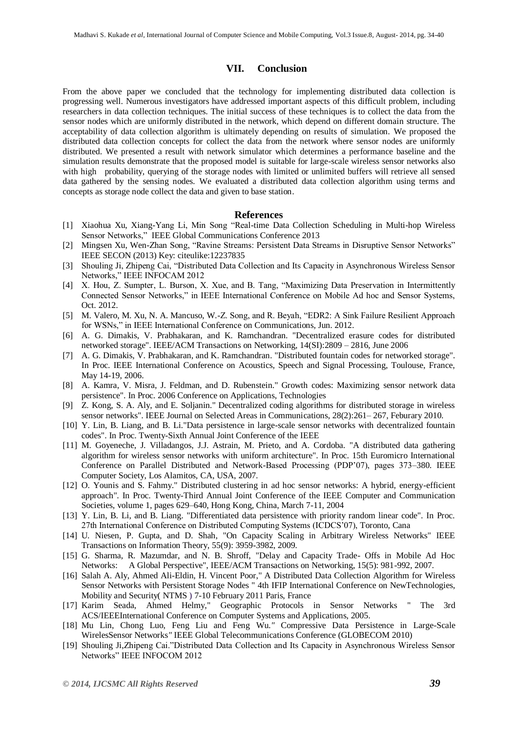## VII. Conclusion

From the above paper we concluded that the technology for implementing distributed data collection is progressing well. Numerous investigators have addressed important aspects of this difficult problem, including researchers in data collection techniques. The initial success of these techniques is to collect the data from the sensor nodes which are uniformly distributed in the network, which depend on different domain structure. The acceptability of data collection algorithm is ultimately depending on results of simulation. We proposed the distributed data collection concepts for collect the data from the network where sensor nodes are uniformly distributed. We presented a result with network simulator which determines a performance baseline and the simulation results demonstrate that the proposed model is suitable for large-scale wireless sensor networks also with high probability, querying of the storage nodes with limited or unlimited buffers will retrieve all sensed data gathered by the sensing nodes. We evaluated a distributed data collection algorithm using terms and concepts as storage node collect the data and given to base station.

## References

[1] Xiaohua Xu, Xiang-Yang Li, Min Song "Real-time Data Collection Scheduling in Multi-hop Wireless Sensor Networks," IEEE Global Communications Conference 2013

[2] Mingsen Xu, Wen-Zhan Song, "Ravine Streams: Persistent Data Streams in Disruptive Sensor Networks" IEEE SECON (2013) Key: citeulike:12237835

[3] Shouling Ji, Zhipeng Cai, "Distributed Data Collection and Its Capacity in Asynchronous Wireless Sensor Networks," IEEE INFOCAM 2012

[4] X. Hou, Z. Sumpter, L. Burson, X. Xue, and B. Tang, "Maximizing Data Preservation in Intermittently Connected Sensor Networks," in IEEE International Conference on Mobile Ad hoc and Sensor Systems, Oct. 2012.

[5] M. Valero, M. Xu, N. A. Mancuso, W.-Z. Song, and R. Beyah, "EDR2: A Sink Failure Resilient Approach for WSNs," in IEEE International Conference on Communications, Jun. 2012.

[6] A. G. Dimakis, V. Prabhakaran, and K. Ramchandran. "Decentralized erasure codes for distributed networked storage". IEEE/ACM Transactions on Networking, 14(SI):2809 – 2816, June 2006

[7] A. G. Dimakis, V. Prabhakaran, and K. Ramchandran. "Distributed fountain codes for networked storage". In Proc. IEEE International Conference on Acoustics, Speech and Signal Processing, Toulouse, France, May 14-19, 2006.

[8] A. Kamra, V. Misra, J. Feldman, and D. Rubenstein." Growth codes: Maximizing sensor network data persistence". In Proc. 2006 Conference on Applications, Technologies

[9] Z. Kong, S. A. Aly, and E. Soljanin." Decentralized coding algorithms for distributed storage in wireless sensor networks". IEEE Journal on Selected Areas in Communications, 28(2):261– 267, Feburary 2010.

[10] Y. Lin, B. Liang, and B. Li."Data persistence in large-scale sensor networks with decentralized fountain codes". In Proc. Twenty-Sixth Annual Joint Conference of the IEEE

[11] M. Goyeneche, J. Villadangos, J.J. Astrain, M. Prieto, and A. Cordoba. "A distributed data gathering algorithm for wireless sensor networks with uniform architecture". In Proc. 15th Euromicro International Conference on Parallel Distributed and Network-Based Processing (PDP'07), pages 373–380. IEEE Computer Society, Los Alamitos, CA, USA, 2007.

[12] O. Younis and S. Fahmy." Distributed clustering in ad hoc sensor networks: A hybrid, energy-efficient approach". In Proc. Twenty-Third Annual Joint Conference of the IEEE Computer and Communication Societies, volume 1, pages 629–640, Hong Kong, China, March 7-11, 2004

[13] Y. Lin, B. Li, and B. Liang. "Differentiated data persistence with priority random linear code". In Proc. 27th International Conference on Distributed Computing Systems (ICDCS'07), Toronto, Cana

[14] U. Niesen, P. Gupta, and D. Shah, "On Capacity Scaling in Arbitrary Wireless Networks" IEEE Transactions on Information Theory, 55(9): 3959-3982, 2009.

[15] G. Sharma, R. Mazumdar, and N. B. Shroff, "Delay and Capacity Trade- Offs in Mobile Ad Hoc Networks: A Global Perspective", IEEE/ACM Transactions on Networking, 15(5): 981-992, 2007.

[16] Salah A. Aly, Ahmed Ali-Eldin, H. Vincent Poor," A Distributed Data Collection Algorithm for Wireless Sensor Networks with Persistent Storage Nodes " 4th IFIP International Conference on NewTechnologies, Mobility and Security( NTMS ) 7-10 February 2011 Paris, France

[17] Karim Seada, Ahmed Helmy," Geographic Protocols in Sensor Networks " The 3rd ACS/IEEEInternational Conference on Computer Systems and Applications, 2005.

[18] Mu Lin, Chong Luo, Feng Liu and Feng Wu." Compressive Data Persistence in Large-Scale WirelesSensor Networks" IEEE Global Telecommunications Conference (GLOBECOM 2010)

[19] Shouling Ji,Zhipeng Cai."Distributed Data Collection and Its Capacity in Asynchronous Wireless Sensor Networks" IEEE INFOCOM 2012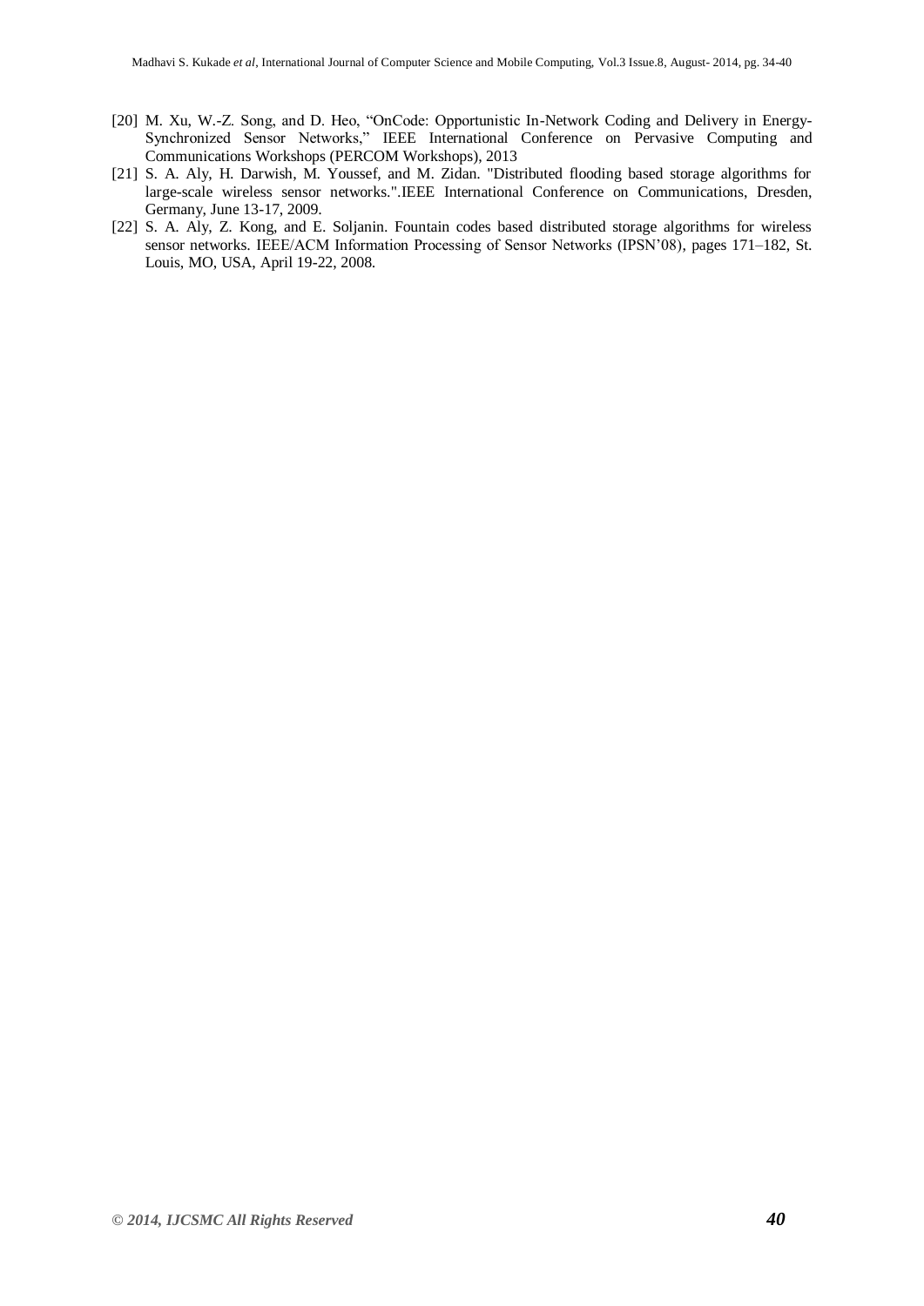[20] M. Xu, W.-Z. Song, and D. Heo, "OnCode: Opportunistic In-Network Coding and Delivery in Energy-Synchronized Sensor Networks," IEEE International Conference on Pervasive Computing and Communications Workshops (PERCOM Workshops), 2013

[21] S. A. Aly, H. Darwish, M. Youssef, and M. Zidan. "Distributed flooding based storage algorithms for large-scale wireless sensor networks.".IEEE International Conference on Communications, Dresden, Germany, June 13-17, 2009.

[22] S. A. Aly, Z. Kong, and E. Soljanin. Fountain codes based distributed storage algorithms for wireless sensor networks. IEEE/ACM Information Processing of Sensor Networks (IPSN'08), pages 171–182, St. Louis, MO, USA, April 19-22, 2008.